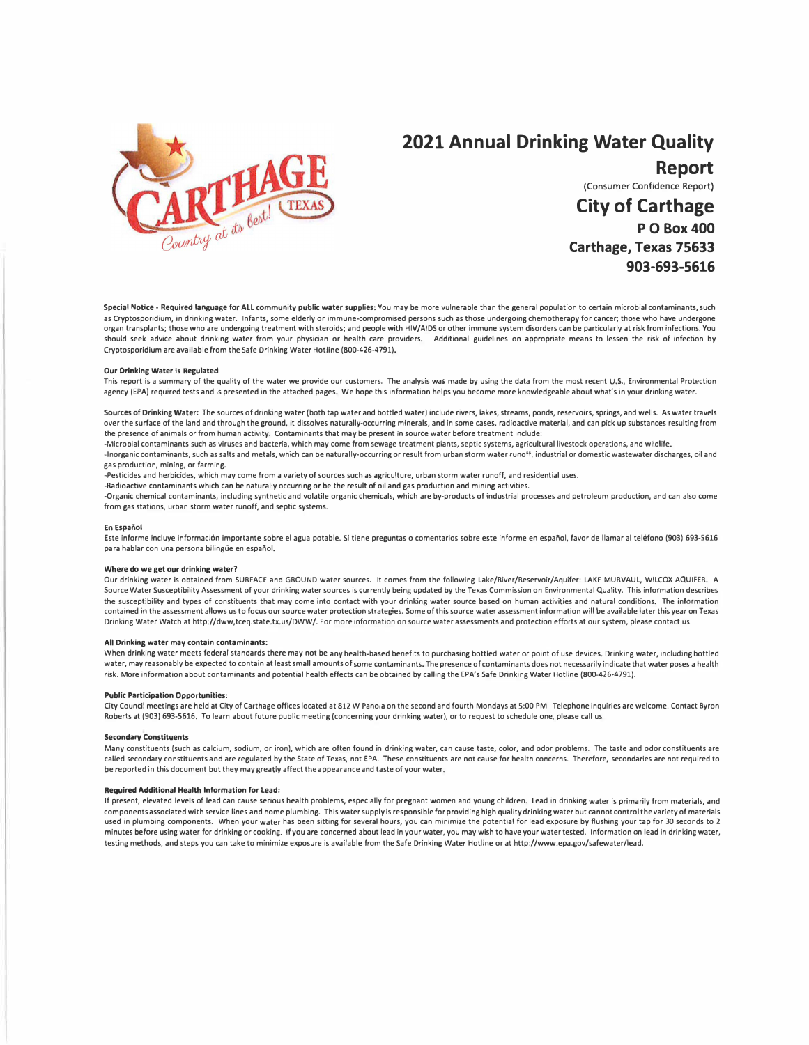# 2021 Annual Drinking Water Quality Report

(Consumer Confidence Report)

## City of Carthage

**P O Box 400**
**Carthage, Texas 75633**
**903-693-5616**

**Special Notice - Required language for ALL community public water supplies:** You may be more vulnerable than the general population to certain microbial contaminants, such as Cryptosporidium, in drinking water. Infants, some elderly or immune-compromised persons such as those undergoing chemotherapy for cancer; those who have undergone organ transplants; those who are undergoing treatment with steroids; and people with HIV/AIDS or other immune system disorders can be particularly at risk from infections. You should seek advice about drinking water from your physician or health care providers. Additional guidelines on appropriate means to lessen the risk of infection by Cryptosporidium are available from the Safe Drinking Water Hotline (800-426-4791).

**Our Drinking Water is Regulated**

This report is a summary of the quality of the water we provide our customers. The analysis was made by using the data from the most recent U.S., Environmental Protection agency (EPA) required tests and is presented in the attached pages. We hope this information helps you become more knowledgeable about what's in your drinking water.

**Sources of Drinking Water:** The sources of drinking water (both tap water and bottled water) include rivers, lakes, streams, ponds, reservoirs, springs, and wells. As water travels over the surface of the land and through the ground, it dissolves naturally-occurring minerals, and in some cases, radioactive material, and can pick up substances resulting from the presence of animals or from human activity. Contaminants that may be present in source water before treatment include:

-Microbial contaminants such as viruses and bacteria, which may come from sewage treatment plants, septic systems, agricultural livestock operations, and wildlife.

-Inorganic contaminants, such as salts and metals, which can be naturally-occurring or result from urban storm water runoff, industrial or domestic wastewater discharges, oil and gas production, mining, or farming.

-Pesticides and herbicides, which may come from a variety of sources such as agriculture, urban storm water runoff, and residential uses.

-Radioactive contaminants which can be naturally occurring or be the result of oil and gas production and mining activities.

-Organic chemical contaminants, including synthetic and volatile organic chemicals, which are by-products of industrial processes and petroleum production, and can also come from gas stations, urban storm water runoff, and septic systems.

**En Español**

Este informe incluye información importante sobre el agua potable. Si tiene preguntas o comentarios sobre este informe en español, favor de llamar al teléfono (903) 693-5616 para hablar con una persona bilingüe en español.

**Where do we get our drinking water?**

Our drinking water is obtained from SURFACE and GROUND water sources. It comes from the following Lake/River/Reservoir/Aquifer: LAKE MURVAUL, WILCOX AQUIFER. A Source Water Susceptibility Assessment of your drinking water sources is currently being updated by the Texas Commission on Environmental Quality. This information describes the susceptibility and types of constituents that may come into contact with your drinking water source based on human activities and natural conditions. The information contained in the assessment allows us to focus our source water protection strategies. Some of this source water assessment information will be available later this year on Texas Drinking Water Watch at http://dww,tceq.state.tx.us/DWW/. For more information on source water assessments and protection efforts at our system, please contact us.

**All Drinking water may contain contaminants:**

When drinking water meets federal standards there may not be any health-based benefits to purchasing bottled water or point of use devices. Drinking water, including bottled water, may reasonably be expected to contain at least small amounts of some contaminants. The presence of contaminants does not necessarily indicate that water poses a health risk. More information about contaminants and potential health effects can be obtained by calling the EPA's Safe Drinking Water Hotline (800-426-4791).

**Public Participation Opportunities:**

City Council meetings are held at City of Carthage offices located at 812 W Panola on the second and fourth Mondays at 5:00 PM. Telephone inquiries are welcome. Contact Byron Roberts at (903) 693-5616. To learn about future public meeting (concerning your drinking water), or to request to schedule one, please call us.

**Secondary Constituents**

Many constituents (such as calcium, sodium, or iron), which are often found in drinking water, can cause taste, color, and odor problems. The taste and odor constituents are called secondary constituents and are regulated by the State of Texas, not EPA. These constituents are not cause for health concerns. Therefore, secondaries are not required to be reported in this document but they may greatly affect the appearance and taste of your water.

**Required Additional Health Information for Lead:**

If present, elevated levels of lead can cause serious health problems, especially for pregnant women and young children. Lead in drinking water is primarily from materials, and components associated with service lines and home plumbing. This water supply is responsible for providing high quality drinking water but cannot control the variety of materials used in plumbing components. When your water has been sitting for several hours, you can minimize the potential for lead exposure by flushing your tap for 30 seconds to 2 minutes before using water for drinking or cooking. If you are concerned about lead in your water, you may wish to have your water tested. Information on lead in drinking water, testing methods, and steps you can take to minimize exposure is available from the Safe Drinking Water Hotline or at http://www.epa.gov/safewater/lead.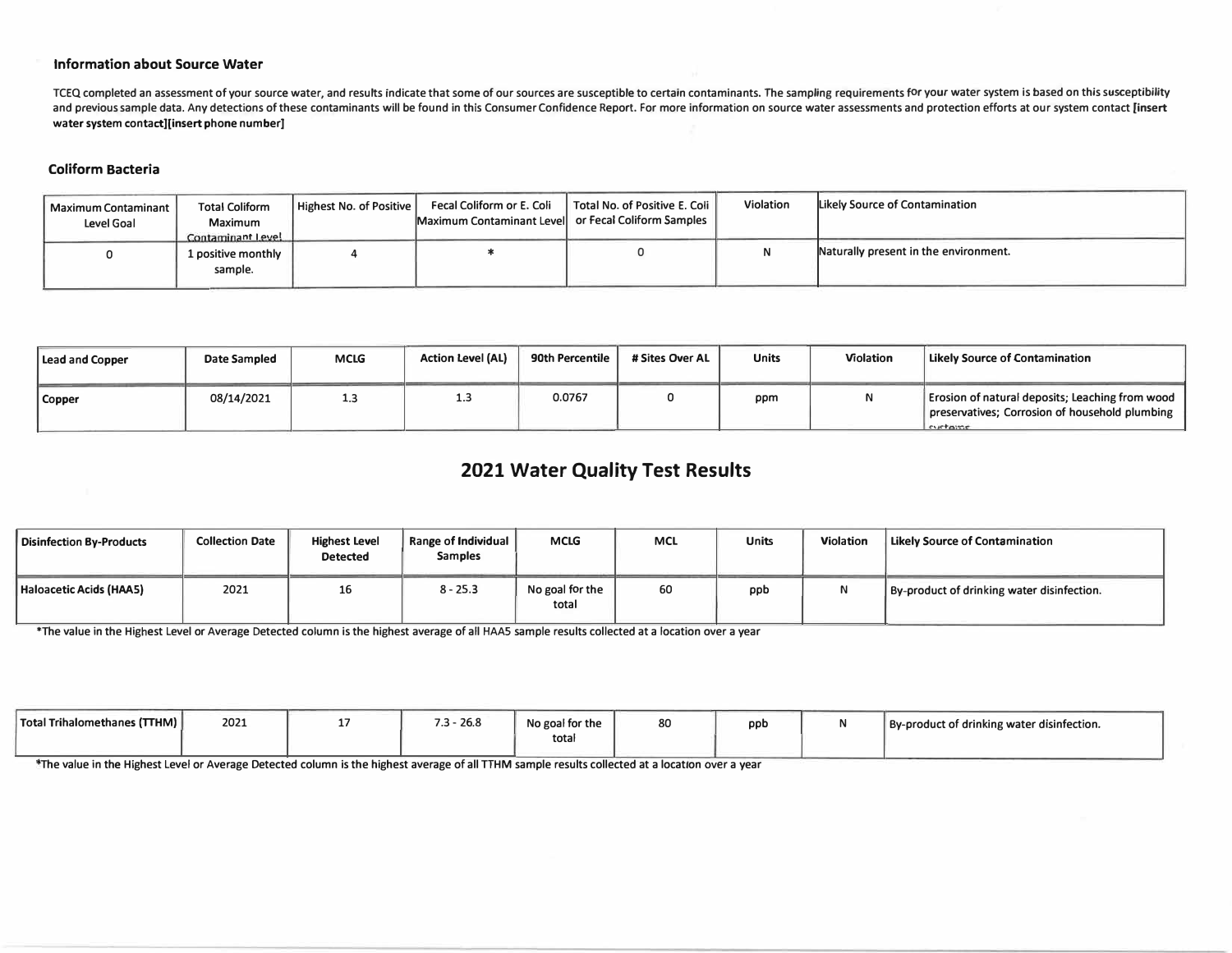### Information about Source Water

TCEQ completed an assessment of your source water, and results indicate that some of our sources are susceptible to certain contaminants. The sampling requirements for your water system is based on this susceptibility and previous sample data. Any detections of these contaminants will be found in this Consumer Confidence Report. For more information on source water assessments and protection efforts at our system contact **[insert water system contact][insert phone number]**

### Coliform Bacteria

| Maximum Contaminant Level Goal | Total Coliform Maximum Contaminant Level | Highest No. of Positive | Fecal Coliform or E. Coli Maximum Contaminant Level | Total No. of Positive E. Coli or Fecal Coliform Samples | Violation | Likely Source of Contamination |
|---|---|---|---|---|---|---|
| 0 | 1 positive monthly sample. | 4 | * | 0 | N | Naturally present in the environment. |

| Lead and Copper | Date Sampled | MCLG | Action Level (AL) | 90th Percentile | # Sites Over AL | Units | Violation | Likely Source of Contamination |
|---|---|---|---|---|---|---|---|---|
| Copper | 08/14/2021 | 1.3 | 1.3 | 0.0767 | 0 | ppm | N | Erosion of natural deposits; Leaching from wood preservatives; Corrosion of household plumbing systems. |

## 2021 Water Quality Test Results

| Disinfection By-Products | Collection Date | Highest Level Detected | Range of Individual Samples | MCLG | MCL | Units | Violation | Likely Source of Contamination |
|---|---|---|---|---|---|---|---|---|
| Haloacetic Acids (HAA5) | 2021 | 16 | 8 - 25.3 | No goal for the total | 60 | ppb | N | By-product of drinking water disinfection. |

*The value in the Highest Level or Average Detected column is the highest average of all HAA5 sample results collected at a location over a year

| Total Trihalomethanes (TTHM) | 2021 | 17 | 7.3 - 26.8 | No goal for the total | 80 | ppb | N | By-product of drinking water disinfection. |
|---|---|---|---|---|---|---|---|---|

*The value in the Highest Level or Average Detected column is the highest average of all TTHM sample results collected at a location over a year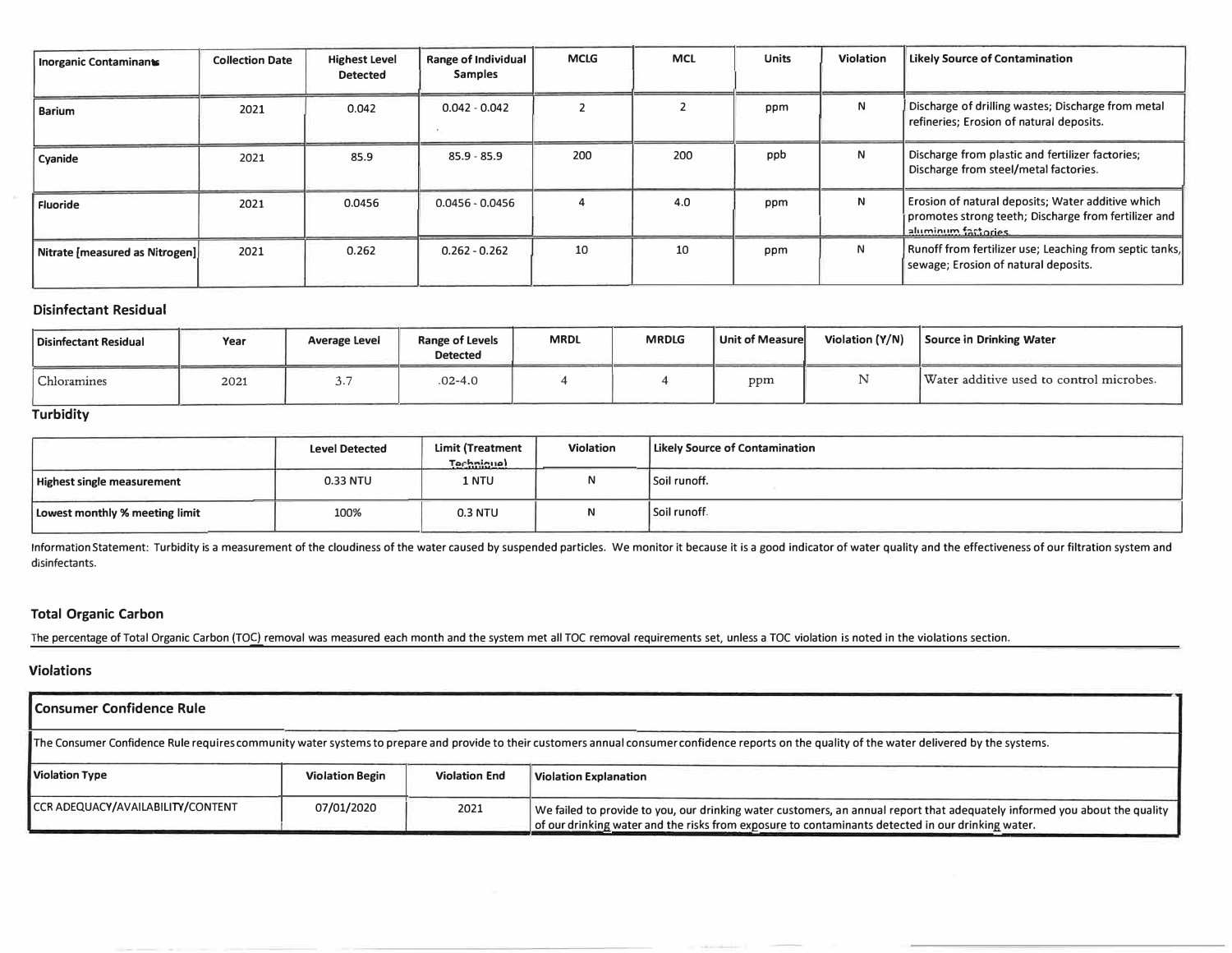| Inorganic Contaminants | Collection Date | Highest Level Detected | Range of Individual Samples | MCLG | MCL | Units | Violation | Likely Source of Contamination |
|---|---|---|---|---|---|---|---|---|
| Barium | 2021 | 0.042 | 0.042 - 0.042 | 2 | 2 | ppm | N | Discharge of drilling wastes; Discharge from metal refineries; Erosion of natural deposits. |
| Cyanide | 2021 | 85.9 | 85.9 - 85.9 | 200 | 200 | ppb | N | Discharge from plastic and fertilizer factories; Discharge from steel/metal factories. |
| Fluoride | 2021 | 0.0456 | 0.0456 - 0.0456 | 4 | 4.0 | ppm | N | Erosion of natural deposits; Water additive which promotes strong teeth; Discharge from fertilizer and aluminum factories. |
| Nitrate [measured as Nitrogen] | 2021 | 0.262 | 0.262 - 0.262 | 10 | 10 | ppm | N | Runoff from fertilizer use; Leaching from septic tanks, sewage; Erosion of natural deposits. |

### Disinfectant Residual

| Disinfectant Residual | Year | Average Level | Range of Levels Detected | MRDL | MRDLG | Unit of Measure | Violation (Y/N) | Source in Drinking Water |
|---|---|---|---|---|---|---|---|---|
| Chloramines | 2021 | 3.7 | .02-4.0 | 4 | 4 | ppm | N | Water additive used to control microbes. |

### Turbidity

| | Level Detected | Limit (Treatment Technique) | Violation | Likely Source of Contamination |
|---|---|---|---|---|
| Highest single measurement | 0.33 NTU | 1 NTU | N | Soil runoff. |
| Lowest monthly % meeting limit | 100% | 0.3 NTU | N | Soil runoff. |

Information Statement: Turbidity is a measurement of the cloudiness of the water caused by suspended particles. We monitor it because it is a good indicator of water quality and the effectiveness of our filtration system and disinfectants.

### Total Organic Carbon

The percentage of Total Organic Carbon (TOC) removal was measured each month and the system met all TOC removal requirements set, unless a TOC violation is noted in the violations section.

### Violations

**Consumer Confidence Rule**

The Consumer Confidence Rule requires community water systems to prepare and provide to their customers annual consumer confidence reports on the quality of the water delivered by the systems.

| Violation Type | Violation Begin | Violation End | Violation Explanation |
|---|---|---|---|
| CCR ADEQUACY/AVAILABILITY/CONTENT | 07/01/2020 | 2021 | We failed to provide to you, our drinking water customers, an annual report that adequately informed you about the quality of our drinking water and the risks from exposure to contaminants detected in our drinking water. |